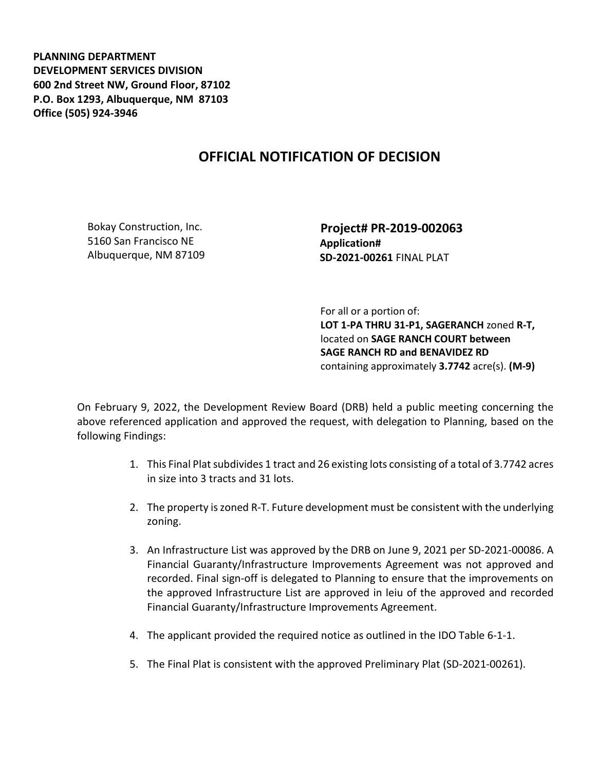**PLANNING DEPARTMENT**
**DEVELOPMENT SERVICES DIVISION**
**600 2nd Street NW, Ground Floor, 87102**
**P.O. Box 1293, Albuquerque, NM 87103**
**Office (505) 924-3946**

# OFFICIAL NOTIFICATION OF DECISION

Bokay Construction, Inc.
5160 San Francisco NE
Albuquerque, NM 87109

**Project# PR-2019-002063**
**Application#**
**SD-2021-00261** FINAL PLAT

For all or a portion of:
**LOT 1-PA THRU 31-P1, SAGERANCH** zoned **R-T,** located on **SAGE RANCH COURT between SAGE RANCH RD and BENAVIDEZ RD** containing approximately **3.7742** acre(s). **(M-9)**

On February 9, 2022, the Development Review Board (DRB) held a public meeting concerning the above referenced application and approved the request, with delegation to Planning, based on the following Findings:

1. This Final Plat subdivides 1 tract and 26 existing lots consisting of a total of 3.7742 acres in size into 3 tracts and 31 lots.

2. The property is zoned R-T. Future development must be consistent with the underlying zoning.

3. An Infrastructure List was approved by the DRB on June 9, 2021 per SD-2021-00086. A Financial Guaranty/Infrastructure Improvements Agreement was not approved and recorded. Final sign-off is delegated to Planning to ensure that the improvements on the approved Infrastructure List are approved in leiu of the approved and recorded Financial Guaranty/Infrastructure Improvements Agreement.

4. The applicant provided the required notice as outlined in the IDO Table 6-1-1.

5. The Final Plat is consistent with the approved Preliminary Plat (SD-2021-00261).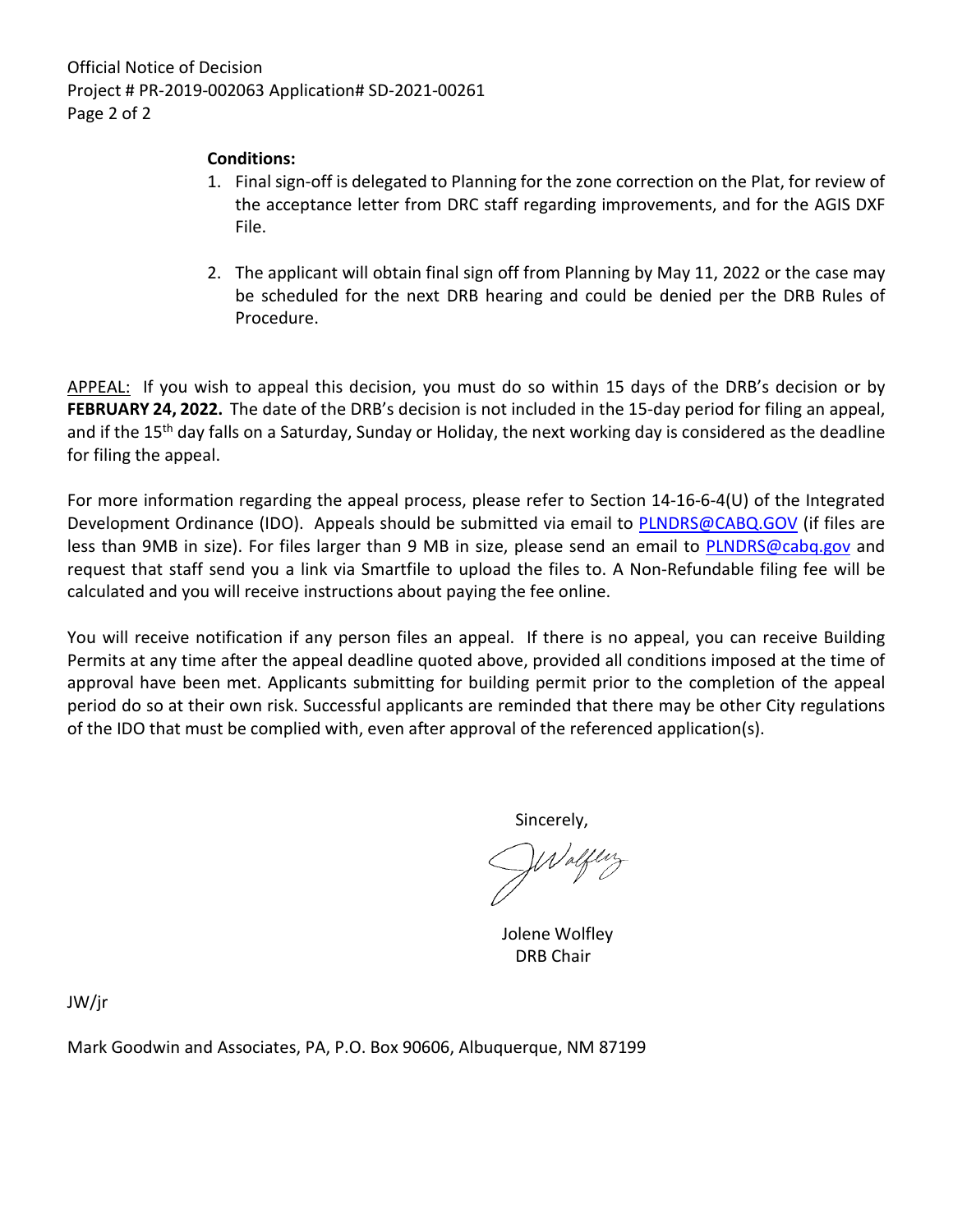**Conditions:**

1. Final sign-off is delegated to Planning for the zone correction on the Plat, for review of the acceptance letter from DRC staff regarding improvements, and for the AGIS DXF File.

2. The applicant will obtain final sign off from Planning by May 11, 2022 or the case may be scheduled for the next DRB hearing and could be denied per the DRB Rules of Procedure.

APPEAL: If you wish to appeal this decision, you must do so within 15 days of the DRB's decision or by **FEBRUARY 24, 2022.** The date of the DRB's decision is not included in the 15-day period for filing an appeal, and if the 15th day falls on a Saturday, Sunday or Holiday, the next working day is considered as the deadline for filing the appeal.

For more information regarding the appeal process, please refer to Section 14-16-6-4(U) of the Integrated Development Ordinance (IDO). Appeals should be submitted via email to PLNDRS@CABQ.GOV (if files are less than 9MB in size). For files larger than 9 MB in size, please send an email to PLNDRS@cabq.gov and request that staff send you a link via Smartfile to upload the files to. A Non-Refundable filing fee will be calculated and you will receive instructions about paying the fee online.

You will receive notification if any person files an appeal. If there is no appeal, you can receive Building Permits at any time after the appeal deadline quoted above, provided all conditions imposed at the time of approval have been met. Applicants submitting for building permit prior to the completion of the appeal period do so at their own risk. Successful applicants are reminded that there may be other City regulations of the IDO that must be complied with, even after approval of the referenced application(s).

Sincerely,

Jolene Wolfley
DRB Chair

JW/jr

Mark Goodwin and Associates, PA, P.O. Box 90606, Albuquerque, NM 87199